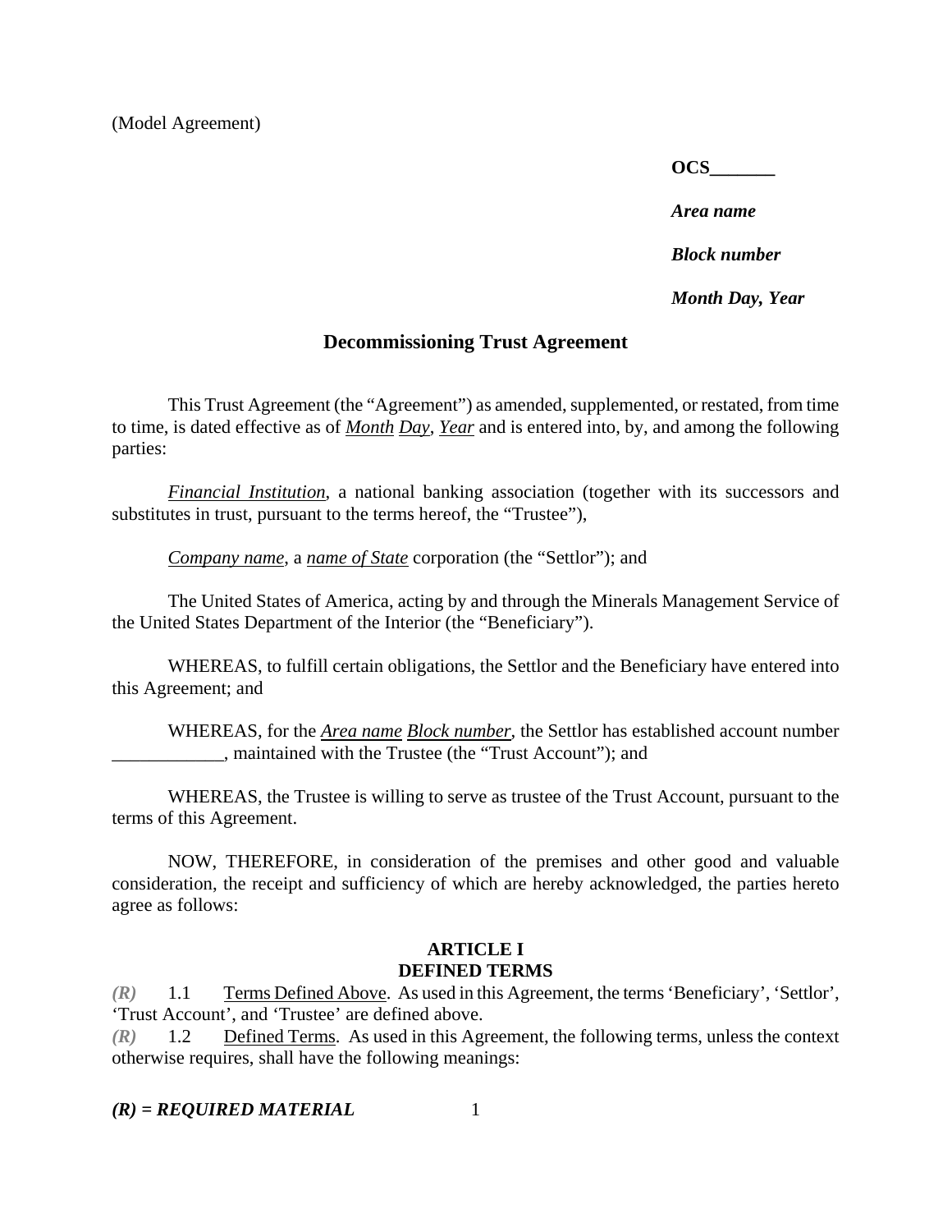(Model Agreement)

**OCS_______**

***Area name***

***Block number***

***Month Day, Year***

## Decommissioning Trust Agreement

This Trust Agreement (the "Agreement") as amended, supplemented, or restated, from time to time, is dated effective as of *Month* *Day*, *Year* and is entered into, by, and among the following parties:

*Financial Institution*, a national banking association (together with its successors and substitutes in trust, pursuant to the terms hereof, the "Trustee"),

*Company name*, a *name of State* corporation (the "Settlor"); and

The United States of America, acting by and through the Minerals Management Service of the United States Department of the Interior (the "Beneficiary").

WHEREAS, to fulfill certain obligations, the Settlor and the Beneficiary have entered into this Agreement; and

WHEREAS, for the *Area name* *Block number*, the Settlor has established account number ____________, maintained with the Trustee (the "Trust Account"); and

WHEREAS, the Trustee is willing to serve as trustee of the Trust Account, pursuant to the terms of this Agreement.

NOW, THEREFORE, in consideration of the premises and other good and valuable consideration, the receipt and sufficiency of which are hereby acknowledged, the parties hereto agree as follows:

### ARTICLE I
### DEFINED TERMS

*(R)* 1.1 Terms Defined Above. As used in this Agreement, the terms 'Beneficiary', 'Settlor', 'Trust Account', and 'Trustee' are defined above.

*(R)* 1.2 Defined Terms. As used in this Agreement, the following terms, unless the context otherwise requires, shall have the following meanings:

***(R) = REQUIRED MATERIAL***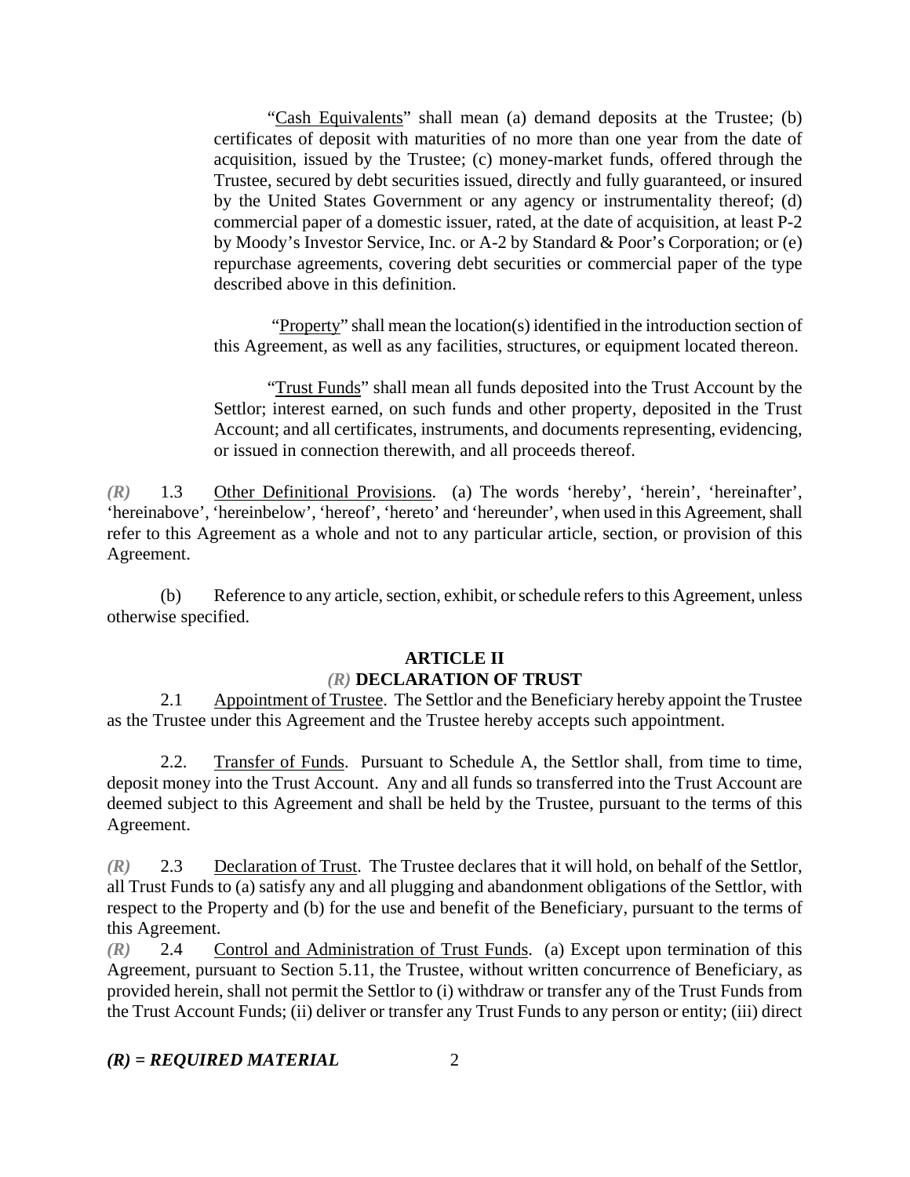"Cash Equivalents" shall mean (a) demand deposits at the Trustee; (b) certificates of deposit with maturities of no more than one year from the date of acquisition, issued by the Trustee; (c) money-market funds, offered through the Trustee, secured by debt securities issued, directly and fully guaranteed, or insured by the United States Government or any agency or instrumentality thereof; (d) commercial paper of a domestic issuer, rated, at the date of acquisition, at least P-2 by Moody's Investor Service, Inc. or A-2 by Standard & Poor's Corporation; or (e) repurchase agreements, covering debt securities or commercial paper of the type described above in this definition.

"Property" shall mean the location(s) identified in the introduction section of this Agreement, as well as any facilities, structures, or equipment located thereon.

"Trust Funds" shall mean all funds deposited into the Trust Account by the Settlor; interest earned, on such funds and other property, deposited in the Trust Account; and all certificates, instruments, and documents representing, evidencing, or issued in connection therewith, and all proceeds thereof.

*(R)* 1.3 Other Definitional Provisions. (a) The words 'hereby', 'herein', 'hereinafter', 'hereinabove', 'hereinbelow', 'hereof', 'hereto' and 'hereunder', when used in this Agreement, shall refer to this Agreement as a whole and not to any particular article, section, or provision of this Agreement.

(b) Reference to any article, section, exhibit, or schedule refers to this Agreement, unless otherwise specified.

## ARTICLE II
## *(R)* DECLARATION OF TRUST

2.1 Appointment of Trustee. The Settlor and the Beneficiary hereby appoint the Trustee as the Trustee under this Agreement and the Trustee hereby accepts such appointment.

2.2. Transfer of Funds. Pursuant to Schedule A, the Settlor shall, from time to time, deposit money into the Trust Account. Any and all funds so transferred into the Trust Account are deemed subject to this Agreement and shall be held by the Trustee, pursuant to the terms of this Agreement.

*(R)* 2.3 Declaration of Trust. The Trustee declares that it will hold, on behalf of the Settlor, all Trust Funds to (a) satisfy any and all plugging and abandonment obligations of the Settlor, with respect to the Property and (b) for the use and benefit of the Beneficiary, pursuant to the terms of this Agreement.

*(R)* 2.4 Control and Administration of Trust Funds. (a) Except upon termination of this Agreement, pursuant to Section 5.11, the Trustee, without written concurrence of Beneficiary, as provided herein, shall not permit the Settlor to (i) withdraw or transfer any of the Trust Funds from the Trust Account Funds; (ii) deliver or transfer any Trust Funds to any person or entity; (iii) direct

***(R) = REQUIRED MATERIAL***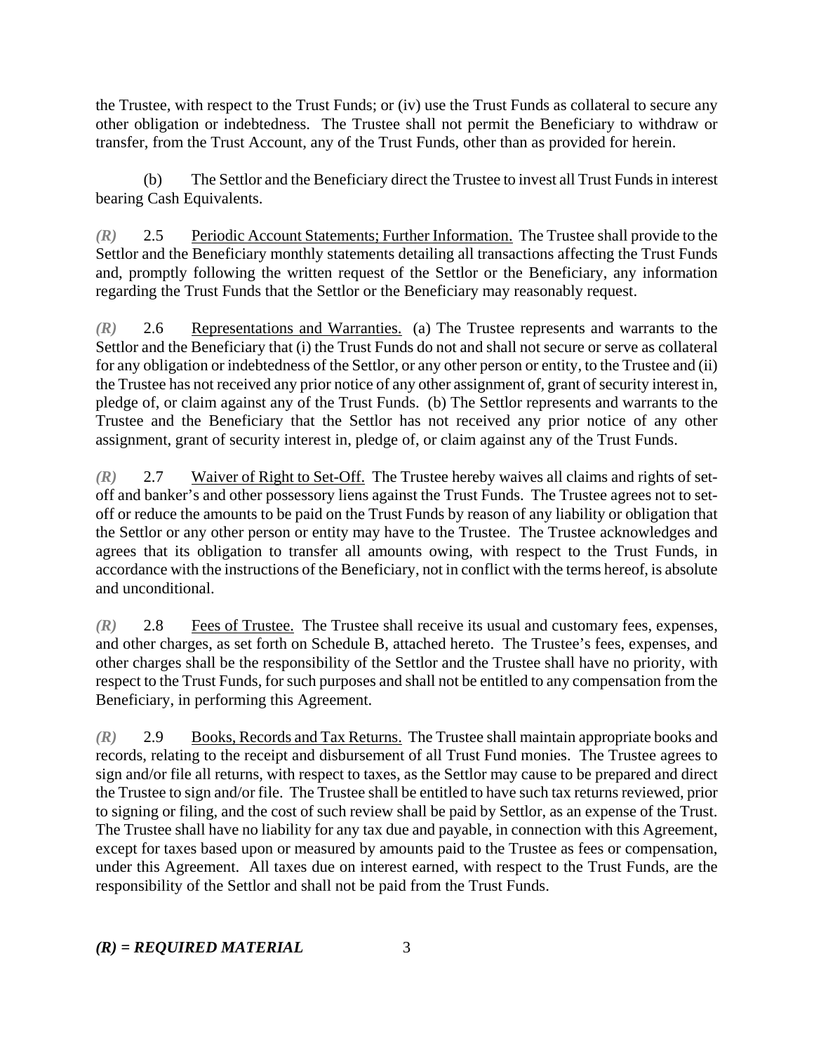the Trustee, with respect to the Trust Funds; or (iv) use the Trust Funds as collateral to secure any other obligation or indebtedness. The Trustee shall not permit the Beneficiary to withdraw or transfer, from the Trust Account, any of the Trust Funds, other than as provided for herein.

(b) The Settlor and the Beneficiary direct the Trustee to invest all Trust Funds in interest bearing Cash Equivalents.

*(R)* 2.5 Periodic Account Statements; Further Information. The Trustee shall provide to the Settlor and the Beneficiary monthly statements detailing all transactions affecting the Trust Funds and, promptly following the written request of the Settlor or the Beneficiary, any information regarding the Trust Funds that the Settlor or the Beneficiary may reasonably request.

*(R)* 2.6 Representations and Warranties. (a) The Trustee represents and warrants to the Settlor and the Beneficiary that (i) the Trust Funds do not and shall not secure or serve as collateral for any obligation or indebtedness of the Settlor, or any other person or entity, to the Trustee and (ii) the Trustee has not received any prior notice of any other assignment of, grant of security interest in, pledge of, or claim against any of the Trust Funds. (b) The Settlor represents and warrants to the Trustee and the Beneficiary that the Settlor has not received any prior notice of any other assignment, grant of security interest in, pledge of, or claim against any of the Trust Funds.

*(R)* 2.7 Waiver of Right to Set-Off. The Trustee hereby waives all claims and rights of set-off and banker's and other possessory liens against the Trust Funds. The Trustee agrees not to set-off or reduce the amounts to be paid on the Trust Funds by reason of any liability or obligation that the Settlor or any other person or entity may have to the Trustee. The Trustee acknowledges and agrees that its obligation to transfer all amounts owing, with respect to the Trust Funds, in accordance with the instructions of the Beneficiary, not in conflict with the terms hereof, is absolute and unconditional.

*(R)* 2.8 Fees of Trustee. The Trustee shall receive its usual and customary fees, expenses, and other charges, as set forth on Schedule B, attached hereto. The Trustee's fees, expenses, and other charges shall be the responsibility of the Settlor and the Trustee shall have no priority, with respect to the Trust Funds, for such purposes and shall not be entitled to any compensation from the Beneficiary, in performing this Agreement.

*(R)* 2.9 Books, Records and Tax Returns. The Trustee shall maintain appropriate books and records, relating to the receipt and disbursement of all Trust Fund monies. The Trustee agrees to sign and/or file all returns, with respect to taxes, as the Settlor may cause to be prepared and direct the Trustee to sign and/or file. The Trustee shall be entitled to have such tax returns reviewed, prior to signing or filing, and the cost of such review shall be paid by Settlor, as an expense of the Trust. The Trustee shall have no liability for any tax due and payable, in connection with this Agreement, except for taxes based upon or measured by amounts paid to the Trustee as fees or compensation, under this Agreement. All taxes due on interest earned, with respect to the Trust Funds, are the responsibility of the Settlor and shall not be paid from the Trust Funds.

***(R) = REQUIRED MATERIAL***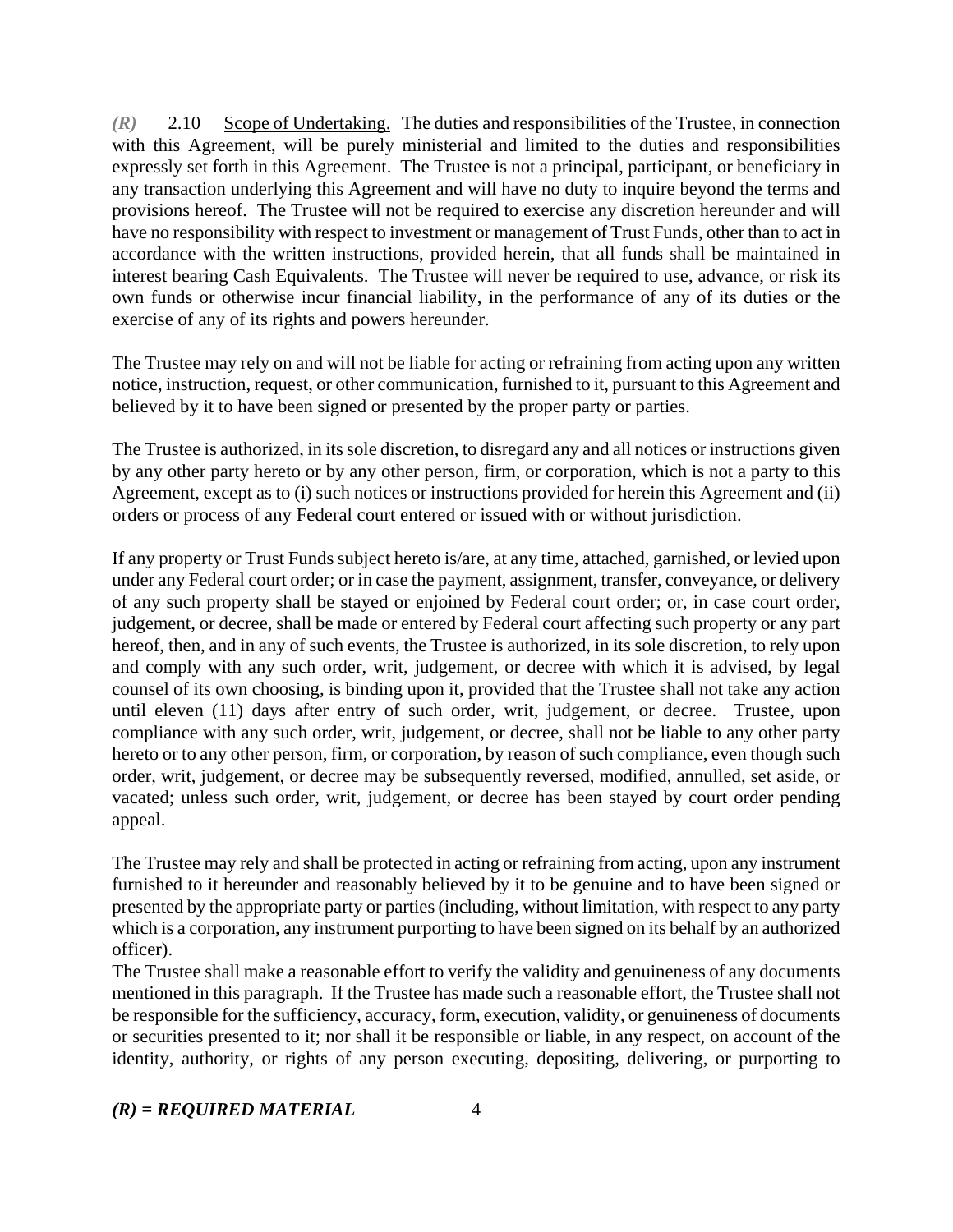*(R)* 2.10 Scope of Undertaking. The duties and responsibilities of the Trustee, in connection with this Agreement, will be purely ministerial and limited to the duties and responsibilities expressly set forth in this Agreement. The Trustee is not a principal, participant, or beneficiary in any transaction underlying this Agreement and will have no duty to inquire beyond the terms and provisions hereof. The Trustee will not be required to exercise any discretion hereunder and will have no responsibility with respect to investment or management of Trust Funds, other than to act in accordance with the written instructions, provided herein, that all funds shall be maintained in interest bearing Cash Equivalents. The Trustee will never be required to use, advance, or risk its own funds or otherwise incur financial liability, in the performance of any of its duties or the exercise of any of its rights and powers hereunder.

The Trustee may rely on and will not be liable for acting or refraining from acting upon any written notice, instruction, request, or other communication, furnished to it, pursuant to this Agreement and believed by it to have been signed or presented by the proper party or parties.

The Trustee is authorized, in its sole discretion, to disregard any and all notices or instructions given by any other party hereto or by any other person, firm, or corporation, which is not a party to this Agreement, except as to (i) such notices or instructions provided for herein this Agreement and (ii) orders or process of any Federal court entered or issued with or without jurisdiction.

If any property or Trust Funds subject hereto is/are, at any time, attached, garnished, or levied upon under any Federal court order; or in case the payment, assignment, transfer, conveyance, or delivery of any such property shall be stayed or enjoined by Federal court order; or, in case court order, judgement, or decree, shall be made or entered by Federal court affecting such property or any part hereof, then, and in any of such events, the Trustee is authorized, in its sole discretion, to rely upon and comply with any such order, writ, judgement, or decree with which it is advised, by legal counsel of its own choosing, is binding upon it, provided that the Trustee shall not take any action until eleven (11) days after entry of such order, writ, judgement, or decree. Trustee, upon compliance with any such order, writ, judgement, or decree, shall not be liable to any other party hereto or to any other person, firm, or corporation, by reason of such compliance, even though such order, writ, judgement, or decree may be subsequently reversed, modified, annulled, set aside, or vacated; unless such order, writ, judgement, or decree has been stayed by court order pending appeal.

The Trustee may rely and shall be protected in acting or refraining from acting, upon any instrument furnished to it hereunder and reasonably believed by it to be genuine and to have been signed or presented by the appropriate party or parties (including, without limitation, with respect to any party which is a corporation, any instrument purporting to have been signed on its behalf by an authorized officer).

The Trustee shall make a reasonable effort to verify the validity and genuineness of any documents mentioned in this paragraph. If the Trustee has made such a reasonable effort, the Trustee shall not be responsible for the sufficiency, accuracy, form, execution, validity, or genuineness of documents or securities presented to it; nor shall it be responsible or liable, in any respect, on account of the identity, authority, or rights of any person executing, depositing, delivering, or purporting to

***(R) = REQUIRED MATERIAL***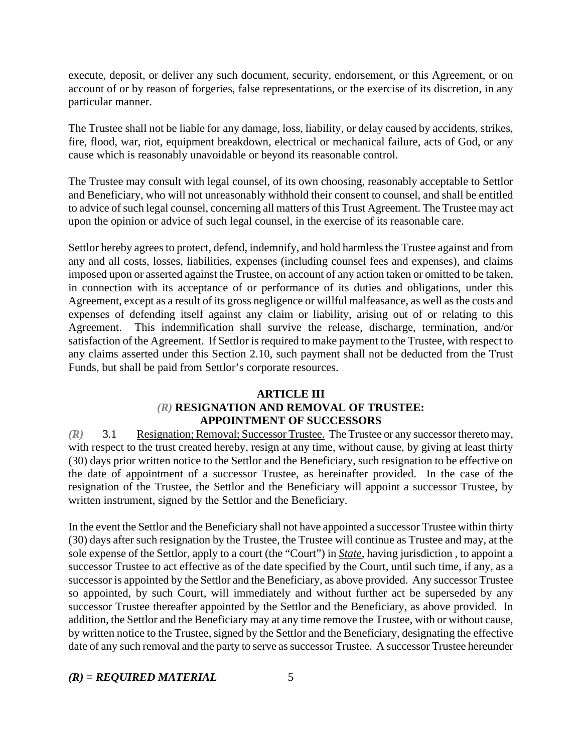execute, deposit, or deliver any such document, security, endorsement, or this Agreement, or on account of or by reason of forgeries, false representations, or the exercise of its discretion, in any particular manner.

The Trustee shall not be liable for any damage, loss, liability, or delay caused by accidents, strikes, fire, flood, war, riot, equipment breakdown, electrical or mechanical failure, acts of God, or any cause which is reasonably unavoidable or beyond its reasonable control.

The Trustee may consult with legal counsel, of its own choosing, reasonably acceptable to Settlor and Beneficiary, who will not unreasonably withhold their consent to counsel, and shall be entitled to advice of such legal counsel, concerning all matters of this Trust Agreement. The Trustee may act upon the opinion or advice of such legal counsel, in the exercise of its reasonable care.

Settlor hereby agrees to protect, defend, indemnify, and hold harmless the Trustee against and from any and all costs, losses, liabilities, expenses (including counsel fees and expenses), and claims imposed upon or asserted against the Trustee, on account of any action taken or omitted to be taken, in connection with its acceptance of or performance of its duties and obligations, under this Agreement, except as a result of its gross negligence or willful malfeasance, as well as the costs and expenses of defending itself against any claim or liability, arising out of or relating to this Agreement. This indemnification shall survive the release, discharge, termination, and/or satisfaction of the Agreement. If Settlor is required to make payment to the Trustee, with respect to any claims asserted under this Section 2.10, such payment shall not be deducted from the Trust Funds, but shall be paid from Settlor's corporate resources.

## ARTICLE III
## *(R)* RESIGNATION AND REMOVAL OF TRUSTEE: APPOINTMENT OF SUCCESSORS

*(R)* 3.1 Resignation; Removal; Successor Trustee. The Trustee or any successor thereto may, with respect to the trust created hereby, resign at any time, without cause, by giving at least thirty (30) days prior written notice to the Settlor and the Beneficiary, such resignation to be effective on the date of appointment of a successor Trustee, as hereinafter provided. In the case of the resignation of the Trustee, the Settlor and the Beneficiary will appoint a successor Trustee, by written instrument, signed by the Settlor and the Beneficiary.

In the event the Settlor and the Beneficiary shall not have appointed a successor Trustee within thirty (30) days after such resignation by the Trustee, the Trustee will continue as Trustee and may, at the sole expense of the Settlor, apply to a court (the "Court") in ***State***, having jurisdiction , to appoint a successor Trustee to act effective as of the date specified by the Court, until such time, if any, as a successor is appointed by the Settlor and the Beneficiary, as above provided. Any successor Trustee so appointed, by such Court, will immediately and without further act be superseded by any successor Trustee thereafter appointed by the Settlor and the Beneficiary, as above provided. In addition, the Settlor and the Beneficiary may at any time remove the Trustee, with or without cause, by written notice to the Trustee, signed by the Settlor and the Beneficiary, designating the effective date of any such removal and the party to serve as successor Trustee. A successor Trustee hereunder

***(R) = REQUIRED MATERIAL***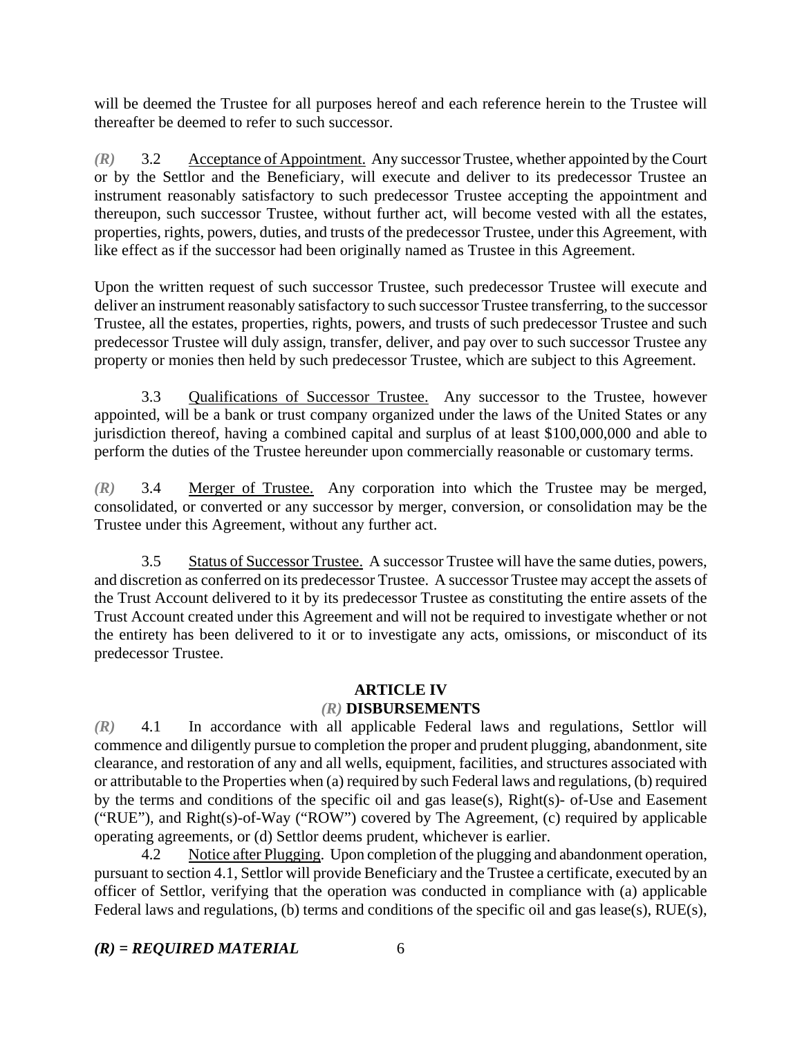will be deemed the Trustee for all purposes hereof and each reference herein to the Trustee will thereafter be deemed to refer to such successor.

*(R)* 3.2 Acceptance of Appointment. Any successor Trustee, whether appointed by the Court or by the Settlor and the Beneficiary, will execute and deliver to its predecessor Trustee an instrument reasonably satisfactory to such predecessor Trustee accepting the appointment and thereupon, such successor Trustee, without further act, will become vested with all the estates, properties, rights, powers, duties, and trusts of the predecessor Trustee, under this Agreement, with like effect as if the successor had been originally named as Trustee in this Agreement.

Upon the written request of such successor Trustee, such predecessor Trustee will execute and deliver an instrument reasonably satisfactory to such successor Trustee transferring, to the successor Trustee, all the estates, properties, rights, powers, and trusts of such predecessor Trustee and such predecessor Trustee will duly assign, transfer, deliver, and pay over to such successor Trustee any property or monies then held by such predecessor Trustee, which are subject to this Agreement.

3.3 Qualifications of Successor Trustee. Any successor to the Trustee, however appointed, will be a bank or trust company organized under the laws of the United States or any jurisdiction thereof, having a combined capital and surplus of at least $100,000,000 and able to perform the duties of the Trustee hereunder upon commercially reasonable or customary terms.

*(R)* 3.4 Merger of Trustee. Any corporation into which the Trustee may be merged, consolidated, or converted or any successor by merger, conversion, or consolidation may be the Trustee under this Agreement, without any further act.

3.5 Status of Successor Trustee. A successor Trustee will have the same duties, powers, and discretion as conferred on its predecessor Trustee. A successor Trustee may accept the assets of the Trust Account delivered to it by its predecessor Trustee as constituting the entire assets of the Trust Account created under this Agreement and will not be required to investigate whether or not the entirety has been delivered to it or to investigate any acts, omissions, or misconduct of its predecessor Trustee.

## ARTICLE IV
## *(R)* DISBURSEMENTS

*(R)* 4.1 In accordance with all applicable Federal laws and regulations, Settlor will commence and diligently pursue to completion the proper and prudent plugging, abandonment, site clearance, and restoration of any and all wells, equipment, facilities, and structures associated with or attributable to the Properties when (a) required by such Federal laws and regulations, (b) required by the terms and conditions of the specific oil and gas lease(s), Right(s)- of-Use and Easement ("RUE"), and Right(s)-of-Way ("ROW") covered by The Agreement, (c) required by applicable operating agreements, or (d) Settlor deems prudent, whichever is earlier.

4.2 Notice after Plugging. Upon completion of the plugging and abandonment operation, pursuant to section 4.1, Settlor will provide Beneficiary and the Trustee a certificate, executed by an officer of Settlor, verifying that the operation was conducted in compliance with (a) applicable Federal laws and regulations, (b) terms and conditions of the specific oil and gas lease(s), RUE(s),

***(R) = REQUIRED MATERIAL***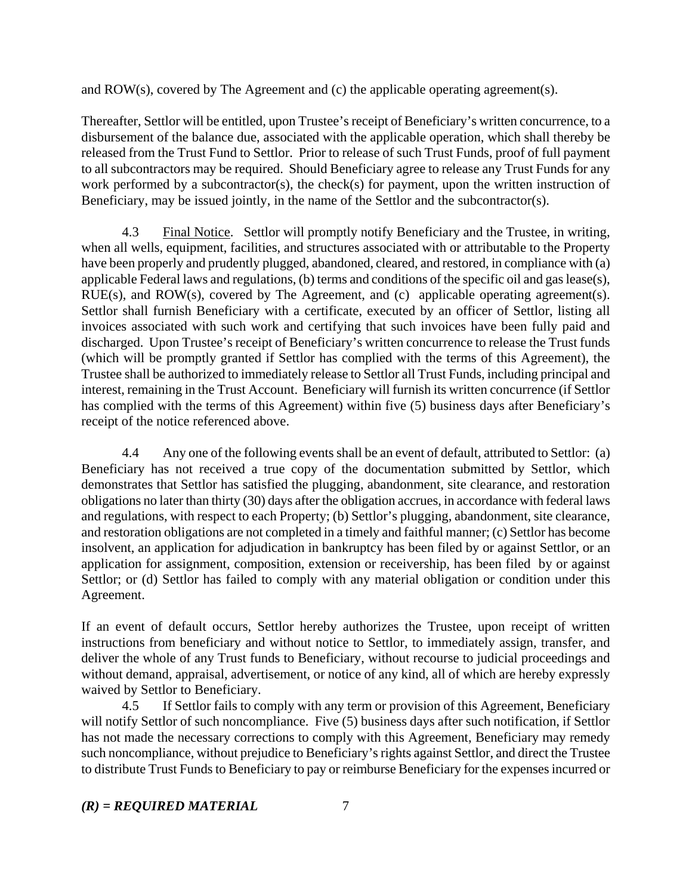and ROW(s), covered by The Agreement and (c) the applicable operating agreement(s).

Thereafter, Settlor will be entitled, upon Trustee's receipt of Beneficiary's written concurrence, to a disbursement of the balance due, associated with the applicable operation, which shall thereby be released from the Trust Fund to Settlor. Prior to release of such Trust Funds, proof of full payment to all subcontractors may be required. Should Beneficiary agree to release any Trust Funds for any work performed by a subcontractor(s), the check(s) for payment, upon the written instruction of Beneficiary, may be issued jointly, in the name of the Settlor and the subcontractor(s).

4.3 Final Notice. Settlor will promptly notify Beneficiary and the Trustee, in writing, when all wells, equipment, facilities, and structures associated with or attributable to the Property have been properly and prudently plugged, abandoned, cleared, and restored, in compliance with (a) applicable Federal laws and regulations, (b) terms and conditions of the specific oil and gas lease(s), RUE(s), and ROW(s), covered by The Agreement, and (c) applicable operating agreement(s). Settlor shall furnish Beneficiary with a certificate, executed by an officer of Settlor, listing all invoices associated with such work and certifying that such invoices have been fully paid and discharged. Upon Trustee's receipt of Beneficiary's written concurrence to release the Trust funds (which will be promptly granted if Settlor has complied with the terms of this Agreement), the Trustee shall be authorized to immediately release to Settlor all Trust Funds, including principal and interest, remaining in the Trust Account. Beneficiary will furnish its written concurrence (if Settlor has complied with the terms of this Agreement) within five (5) business days after Beneficiary's receipt of the notice referenced above.

4.4 Any one of the following events shall be an event of default, attributed to Settlor: (a) Beneficiary has not received a true copy of the documentation submitted by Settlor, which demonstrates that Settlor has satisfied the plugging, abandonment, site clearance, and restoration obligations no later than thirty (30) days after the obligation accrues, in accordance with federal laws and regulations, with respect to each Property; (b) Settlor's plugging, abandonment, site clearance, and restoration obligations are not completed in a timely and faithful manner; (c) Settlor has become insolvent, an application for adjudication in bankruptcy has been filed by or against Settlor, or an application for assignment, composition, extension or receivership, has been filed by or against Settlor; or (d) Settlor has failed to comply with any material obligation or condition under this Agreement.

If an event of default occurs, Settlor hereby authorizes the Trustee, upon receipt of written instructions from beneficiary and without notice to Settlor, to immediately assign, transfer, and deliver the whole of any Trust funds to Beneficiary, without recourse to judicial proceedings and without demand, appraisal, advertisement, or notice of any kind, all of which are hereby expressly waived by Settlor to Beneficiary.

4.5 If Settlor fails to comply with any term or provision of this Agreement, Beneficiary will notify Settlor of such noncompliance. Five (5) business days after such notification, if Settlor has not made the necessary corrections to comply with this Agreement, Beneficiary may remedy such noncompliance, without prejudice to Beneficiary's rights against Settlor, and direct the Trustee to distribute Trust Funds to Beneficiary to pay or reimburse Beneficiary for the expenses incurred or

***(R) = REQUIRED MATERIAL***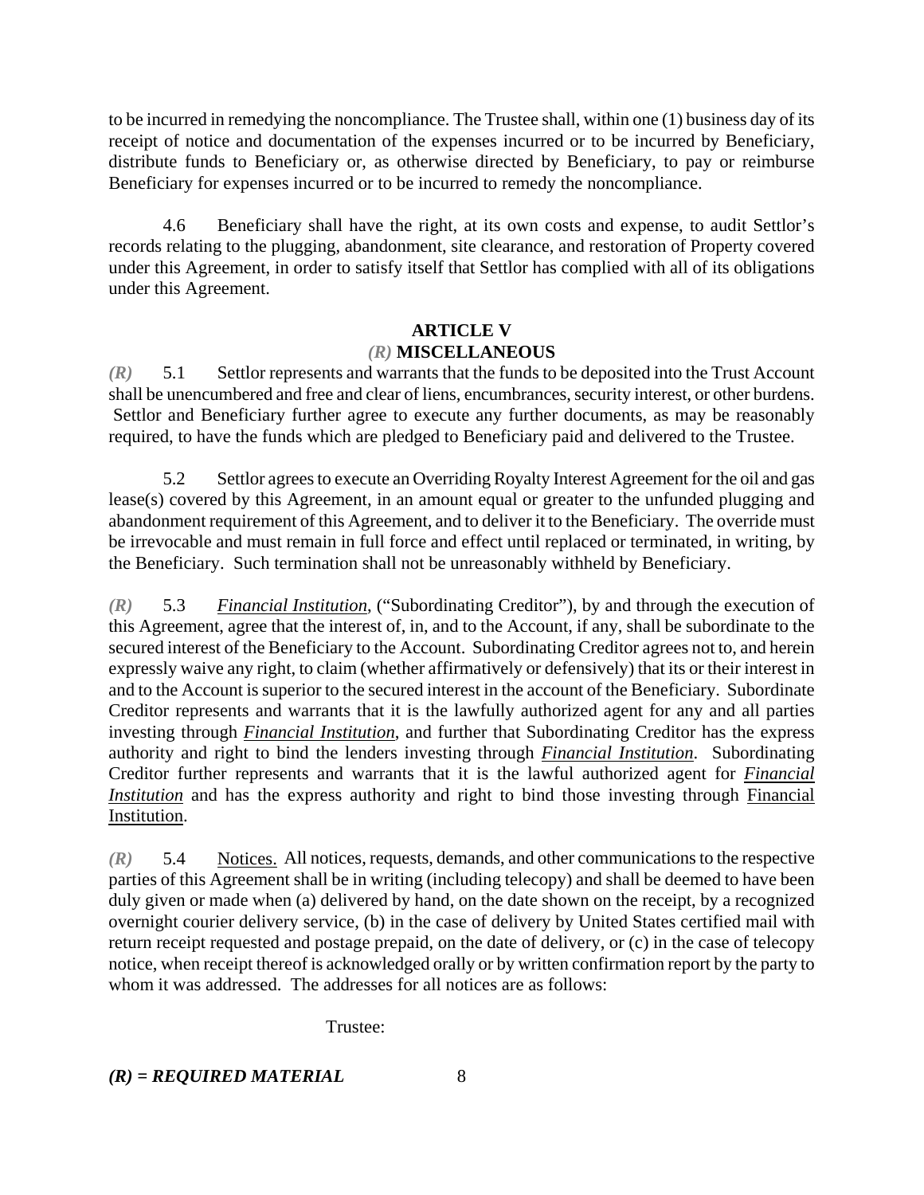to be incurred in remedying the noncompliance. The Trustee shall, within one (1) business day of its receipt of notice and documentation of the expenses incurred or to be incurred by Beneficiary, distribute funds to Beneficiary or, as otherwise directed by Beneficiary, to pay or reimburse Beneficiary for expenses incurred or to be incurred to remedy the noncompliance.

4.6 Beneficiary shall have the right, at its own costs and expense, to audit Settlor's records relating to the plugging, abandonment, site clearance, and restoration of Property covered under this Agreement, in order to satisfy itself that Settlor has complied with all of its obligations under this Agreement.

## ARTICLE V
## *(R)* MISCELLANEOUS

*(R)* 5.1 Settlor represents and warrants that the funds to be deposited into the Trust Account shall be unencumbered and free and clear of liens, encumbrances, security interest, or other burdens. Settlor and Beneficiary further agree to execute any further documents, as may be reasonably required, to have the funds which are pledged to Beneficiary paid and delivered to the Trustee.

5.2 Settlor agrees to execute an Overriding Royalty Interest Agreement for the oil and gas lease(s) covered by this Agreement, in an amount equal or greater to the unfunded plugging and abandonment requirement of this Agreement, and to deliver it to the Beneficiary. The override must be irrevocable and must remain in full force and effect until replaced or terminated, in writing, by the Beneficiary. Such termination shall not be unreasonably withheld by Beneficiary.

*(R)* 5.3 ***Financial Institution***, ("Subordinating Creditor"), by and through the execution of this Agreement, agree that the interest of, in, and to the Account, if any, shall be subordinate to the secured interest of the Beneficiary to the Account. Subordinating Creditor agrees not to, and herein expressly waive any right, to claim (whether affirmatively or defensively) that its or their interest in and to the Account is superior to the secured interest in the account of the Beneficiary. Subordinate Creditor represents and warrants that it is the lawfully authorized agent for any and all parties investing through ***Financial Institution***, and further that Subordinating Creditor has the express authority and right to bind the lenders investing through ***Financial Institution***. Subordinating Creditor further represents and warrants that it is the lawful authorized agent for ***Financial Institution*** and has the express authority and right to bind those investing through Financial Institution.

*(R)* 5.4 Notices. All notices, requests, demands, and other communications to the respective parties of this Agreement shall be in writing (including telecopy) and shall be deemed to have been duly given or made when (a) delivered by hand, on the date shown on the receipt, by a recognized overnight courier delivery service, (b) in the case of delivery by United States certified mail with return receipt requested and postage prepaid, on the date of delivery, or (c) in the case of telecopy notice, when receipt thereof is acknowledged orally or by written confirmation report by the party to whom it was addressed. The addresses for all notices are as follows:

Trustee:

***(R) = REQUIRED MATERIAL***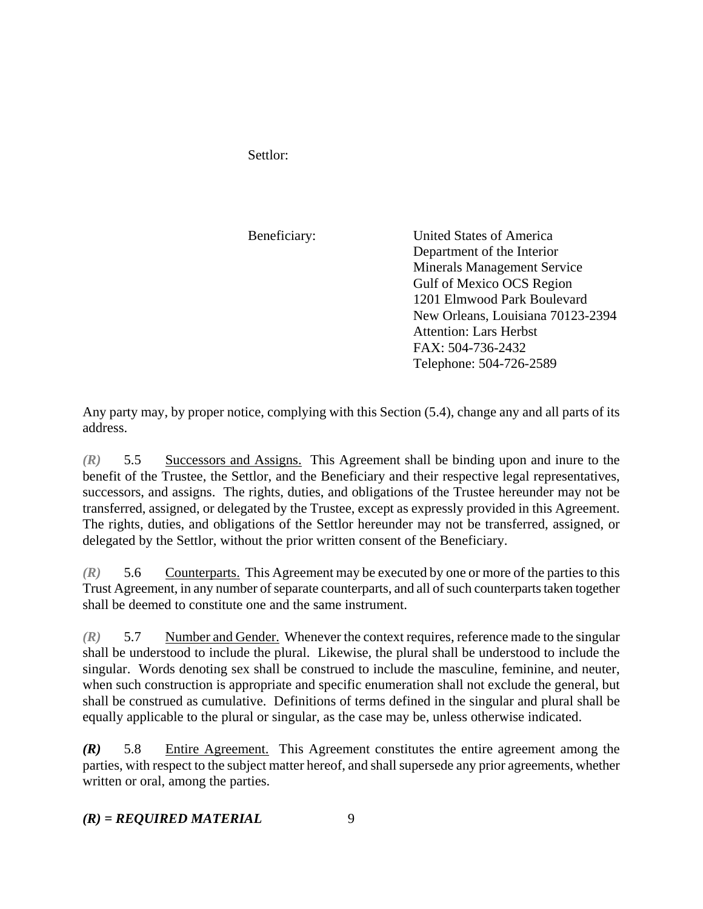Settlor:

Beneficiary: United States of America
Department of the Interior
Minerals Management Service
Gulf of Mexico OCS Region
1201 Elmwood Park Boulevard
New Orleans, Louisiana 70123-2394
Attention: Lars Herbst
FAX: 504-736-2432
Telephone: 504-726-2589

Any party may, by proper notice, complying with this Section (5.4), change any and all parts of its address.

*(R)* 5.5 Successors and Assigns. This Agreement shall be binding upon and inure to the benefit of the Trustee, the Settlor, and the Beneficiary and their respective legal representatives, successors, and assigns. The rights, duties, and obligations of the Trustee hereunder may not be transferred, assigned, or delegated by the Trustee, except as expressly provided in this Agreement. The rights, duties, and obligations of the Settlor hereunder may not be transferred, assigned, or delegated by the Settlor, without the prior written consent of the Beneficiary.

*(R)* 5.6 Counterparts. This Agreement may be executed by one or more of the parties to this Trust Agreement, in any number of separate counterparts, and all of such counterparts taken together shall be deemed to constitute one and the same instrument.

*(R)* 5.7 Number and Gender. Whenever the context requires, reference made to the singular shall be understood to include the plural. Likewise, the plural shall be understood to include the singular. Words denoting sex shall be construed to include the masculine, feminine, and neuter, when such construction is appropriate and specific enumeration shall not exclude the general, but shall be construed as cumulative. Definitions of terms defined in the singular and plural shall be equally applicable to the plural or singular, as the case may be, unless otherwise indicated.

***(R)*** 5.8 Entire Agreement. This Agreement constitutes the entire agreement among the parties, with respect to the subject matter hereof, and shall supersede any prior agreements, whether written or oral, among the parties.

***(R) = REQUIRED MATERIAL***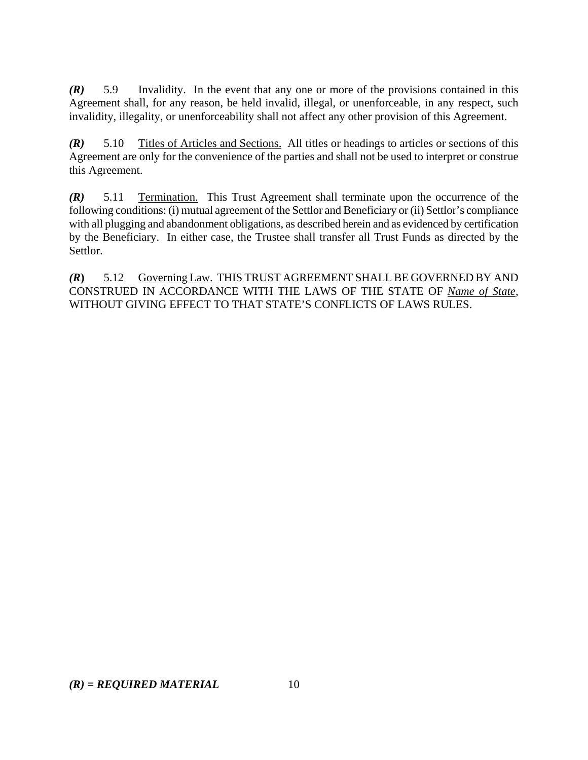***(R)*** 5.9 Invalidity. In the event that any one or more of the provisions contained in this Agreement shall, for any reason, be held invalid, illegal, or unenforceable, in any respect, such invalidity, illegality, or unenforceability shall not affect any other provision of this Agreement.

***(R)*** 5.10 Titles of Articles and Sections. All titles or headings to articles or sections of this Agreement are only for the convenience of the parties and shall not be used to interpret or construe this Agreement.

***(R)*** 5.11 Termination. This Trust Agreement shall terminate upon the occurrence of the following conditions: (i) mutual agreement of the Settlor and Beneficiary or (ii) Settlor's compliance with all plugging and abandonment obligations, as described herein and as evidenced by certification by the Beneficiary. In either case, the Trustee shall transfer all Trust Funds as directed by the Settlor.

***(R)*** 5.12 Governing Law. THIS TRUST AGREEMENT SHALL BE GOVERNED BY AND CONSTRUED IN ACCORDANCE WITH THE LAWS OF THE STATE OF *Name of State*, WITHOUT GIVING EFFECT TO THAT STATE'S CONFLICTS OF LAWS RULES.

***(R) = REQUIRED MATERIAL***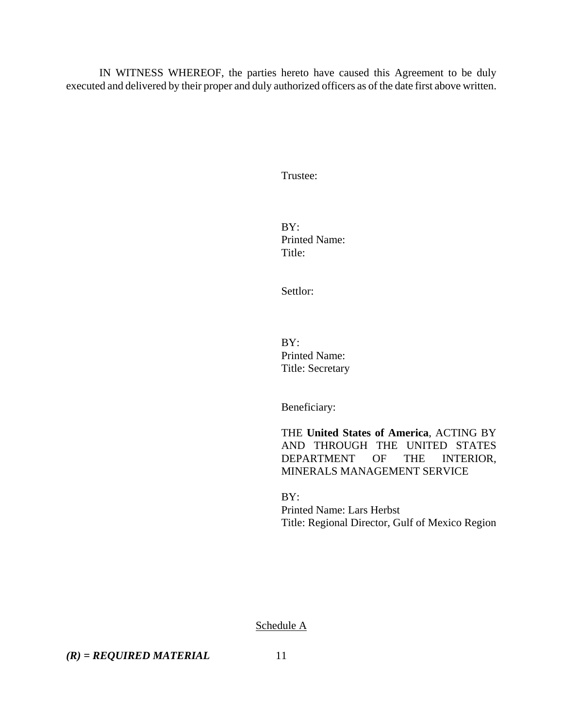IN WITNESS WHEREOF, the parties hereto have caused this Agreement to be duly executed and delivered by their proper and duly authorized officers as of the date first above written.

Trustee:

BY:
Printed Name:
Title:

Settlor:

BY:
Printed Name:
Title: Secretary

Beneficiary:

THE **United States of America**, ACTING BY AND THROUGH THE UNITED STATES DEPARTMENT OF THE INTERIOR, MINERALS MANAGEMENT SERVICE

BY:
Printed Name: Lars Herbst
Title: Regional Director, Gulf of Mexico Region

Schedule A

***(R) = REQUIRED MATERIAL***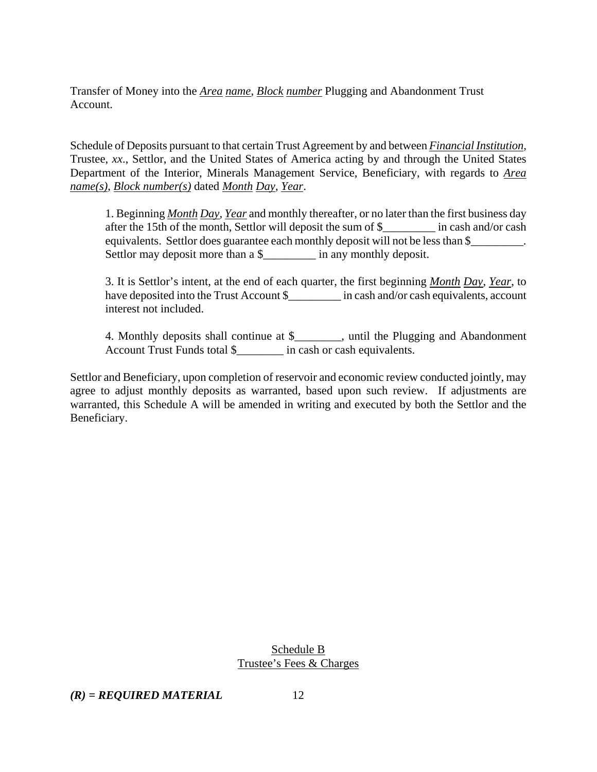Transfer of Money into the <u>*Area name*</u>, <u>*Block number*</u> Plugging and Abandonment Trust Account.

Schedule of Deposits pursuant to that certain Trust Agreement by and between <u>*Financial Institution*</u>, Trustee, *xx*., Settlor, and the United States of America acting by and through the United States Department of the Interior, Minerals Management Service, Beneficiary, with regards to <u>*Area name(s)*</u>, <u>*Block number(s)*</u> dated <u>*Month*</u> <u>*Day*</u>, <u>*Year*</u>.

> 1. Beginning <u>*Month*</u> <u>*Day*</u>, <u>*Year*</u> and monthly thereafter, or no later than the first business day after the 15th of the month, Settlor will deposit the sum of $_________ in cash and/or cash equivalents. Settlor does guarantee each monthly deposit will not be less than $_________. Settlor may deposit more than a $_________ in any monthly deposit.
>
> 3. It is Settlor's intent, at the end of each quarter, the first beginning <u>*Month*</u> <u>*Day*</u>, <u>*Year*</u>, to have deposited into the Trust Account $_________ in cash and/or cash equivalents, account interest not included.
>
> 4. Monthly deposits shall continue at $________, until the Plugging and Abandonment Account Trust Funds total $________ in cash or cash equivalents.

Settlor and Beneficiary, upon completion of reservoir and economic review conducted jointly, may agree to adjust monthly deposits as warranted, based upon such review. If adjustments are warranted, this Schedule A will be amended in writing and executed by both the Settlor and the Beneficiary.

<u>Schedule B</u>
<u>Trustee's Fees & Charges</u>

***(R) = REQUIRED MATERIAL***